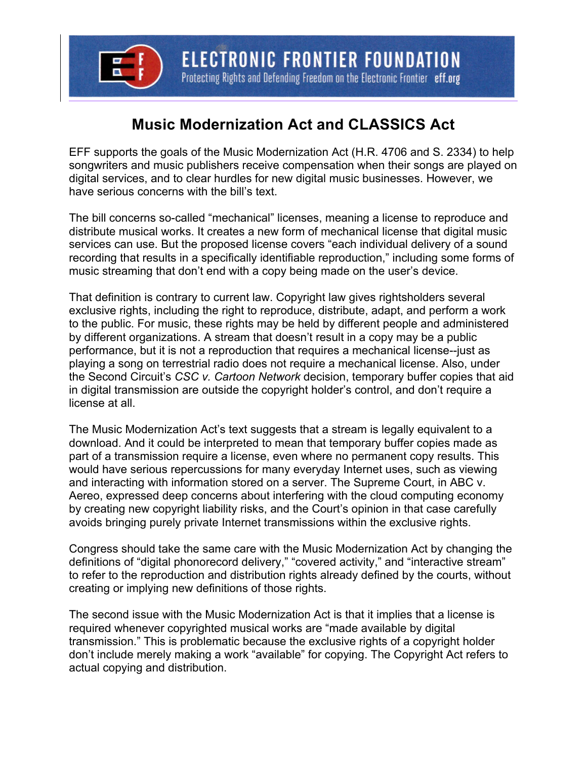ELECTRONIC FRONTIER FOUNDATION

Protecting Rights and Defending Freedom on the Electronic Frontier eff.org

# Music Modernization Act and CLASSICS Act

EFF supports the goals of the Music Modernization Act (H.R. 4706 and S. 2334) to help songwriters and music publishers receive compensation when their songs are played on digital services, and to clear hurdles for new digital music businesses. However, we have serious concerns with the bill's text.

The bill concerns so-called "mechanical" licenses, meaning a license to reproduce and distribute musical works. It creates a new form of mechanical license that digital music services can use. But the proposed license covers "each individual delivery of a sound recording that results in a specifically identifiable reproduction," including some forms of music streaming that don't end with a copy being made on the user's device.

That definition is contrary to current law. Copyright law gives rightsholders several exclusive rights, including the right to reproduce, distribute, adapt, and perform a work to the public. For music, these rights may be held by different people and administered by different organizations. A stream that doesn't result in a copy may be a public performance, but it is not a reproduction that requires a mechanical license--just as playing a song on terrestrial radio does not require a mechanical license. Also, under the Second Circuit's *CSC v. Cartoon Network* decision, temporary buffer copies that aid in digital transmission are outside the copyright holder's control, and don't require a license at all.

The Music Modernization Act's text suggests that a stream is legally equivalent to a download. And it could be interpreted to mean that temporary buffer copies made as part of a transmission require a license, even where no permanent copy results. This would have serious repercussions for many everyday Internet uses, such as viewing and interacting with information stored on a server. The Supreme Court, in ABC v. Aereo, expressed deep concerns about interfering with the cloud computing economy by creating new copyright liability risks, and the Court's opinion in that case carefully avoids bringing purely private Internet transmissions within the exclusive rights.

Congress should take the same care with the Music Modernization Act by changing the definitions of "digital phonorecord delivery," "covered activity," and "interactive stream" to refer to the reproduction and distribution rights already defined by the courts, without creating or implying new definitions of those rights.

The second issue with the Music Modernization Act is that it implies that a license is required whenever copyrighted musical works are "made available by digital transmission." This is problematic because the exclusive rights of a copyright holder don't include merely making a work "available" for copying. The Copyright Act refers to actual copying and distribution.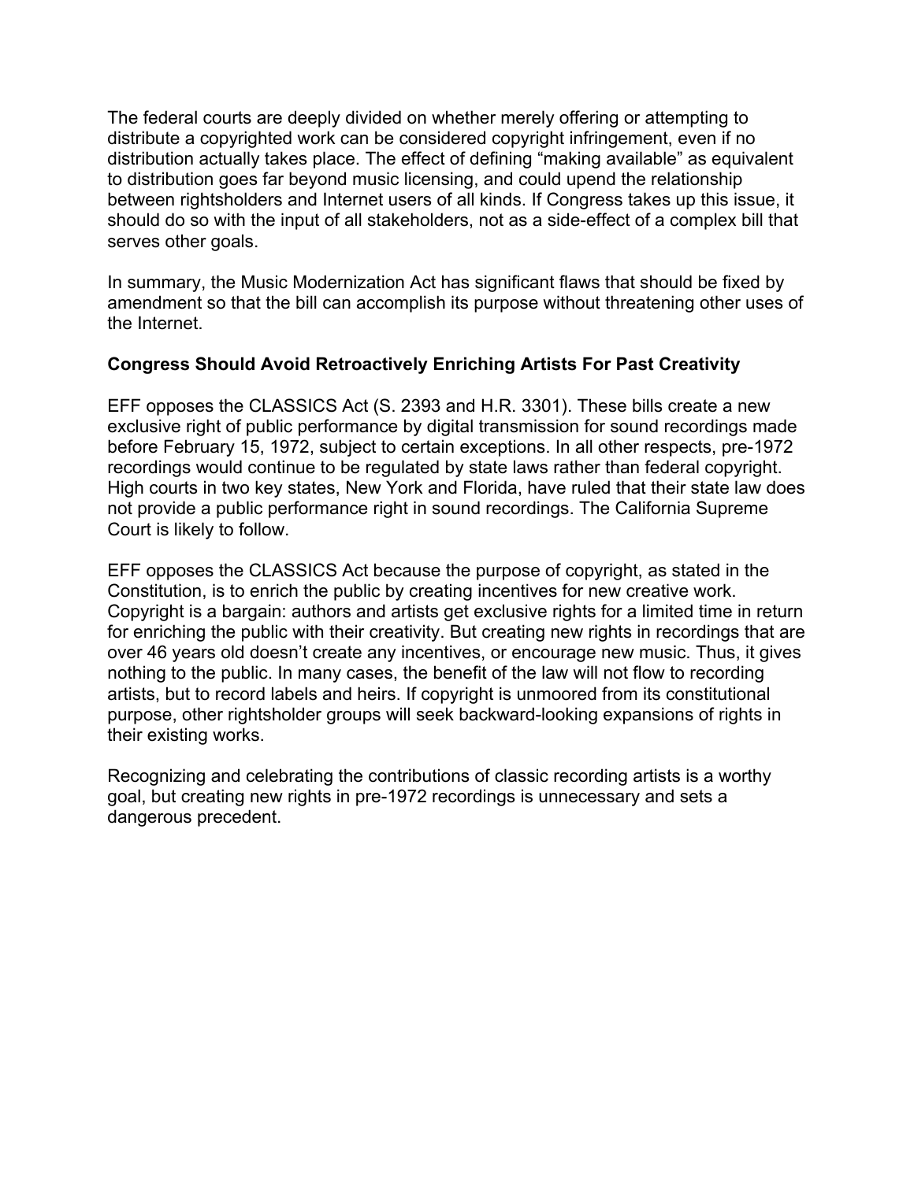The federal courts are deeply divided on whether merely offering or attempting to distribute a copyrighted work can be considered copyright infringement, even if no distribution actually takes place. The effect of defining “making available” as equivalent to distribution goes far beyond music licensing, and could upend the relationship between rightsholders and Internet users of all kinds. If Congress takes up this issue, it should do so with the input of all stakeholders, not as a side-effect of a complex bill that serves other goals.

In summary, the Music Modernization Act has significant flaws that should be fixed by amendment so that the bill can accomplish its purpose without threatening other uses of the Internet.

**Congress Should Avoid Retroactively Enriching Artists For Past Creativity**

EFF opposes the CLASSICS Act (S. 2393 and H.R. 3301). These bills create a new exclusive right of public performance by digital transmission for sound recordings made before February 15, 1972, subject to certain exceptions. In all other respects, pre-1972 recordings would continue to be regulated by state laws rather than federal copyright. High courts in two key states, New York and Florida, have ruled that their state law does not provide a public performance right in sound recordings. The California Supreme Court is likely to follow.

EFF opposes the CLASSICS Act because the purpose of copyright, as stated in the Constitution, is to enrich the public by creating incentives for new creative work. Copyright is a bargain: authors and artists get exclusive rights for a limited time in return for enriching the public with their creativity. But creating new rights in recordings that are over 46 years old doesn’t create any incentives, or encourage new music. Thus, it gives nothing to the public. In many cases, the benefit of the law will not flow to recording artists, but to record labels and heirs. If copyright is unmoored from its constitutional purpose, other rightsholder groups will seek backward-looking expansions of rights in their existing works.

Recognizing and celebrating the contributions of classic recording artists is a worthy goal, but creating new rights in pre-1972 recordings is unnecessary and sets a dangerous precedent.